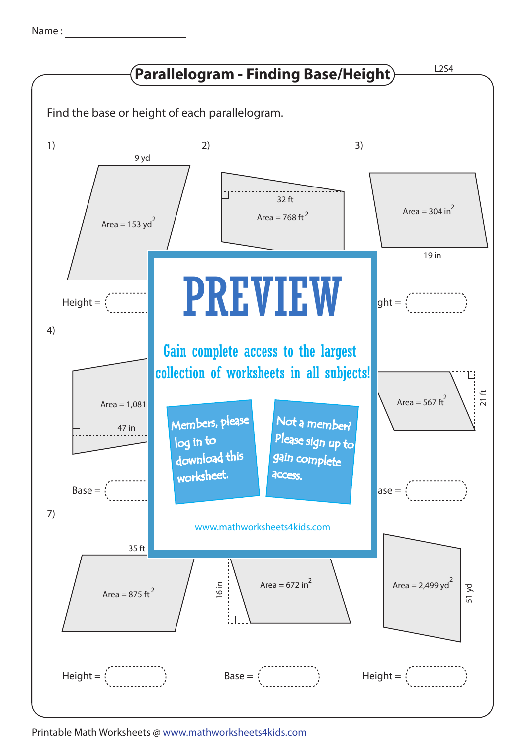Name : ________________

## Parallelogram - Finding Base/Height

L2S4

Find the base or height of each parallelogram.

1) 9 yd; Area = 153 yd$^2$

Height = 

2) 32 ft; Area = 768 ft$^2$

3) Area = 304 in$^2$; 19 in

ght = 

4) Area = 1,081; 47 in

Base = 

Area = 567 ft$^2$; 21 ft

ase = 

7) 35 ft; Area = 875 ft$^2$

Height = 

16 in; Area = 672 in$^2$

Base = 

Area = 2,499 yd$^2$; 51 yd

Height = 

# PREVIEW

Gain complete access to the largest collection of worksheets in all subjects!

Members, please log in to download this worksheet.

Not a member? Please sign up to gain complete access.

www.mathworksheets4kids.com

Printable Math Worksheets @ www.mathworksheets4kids.com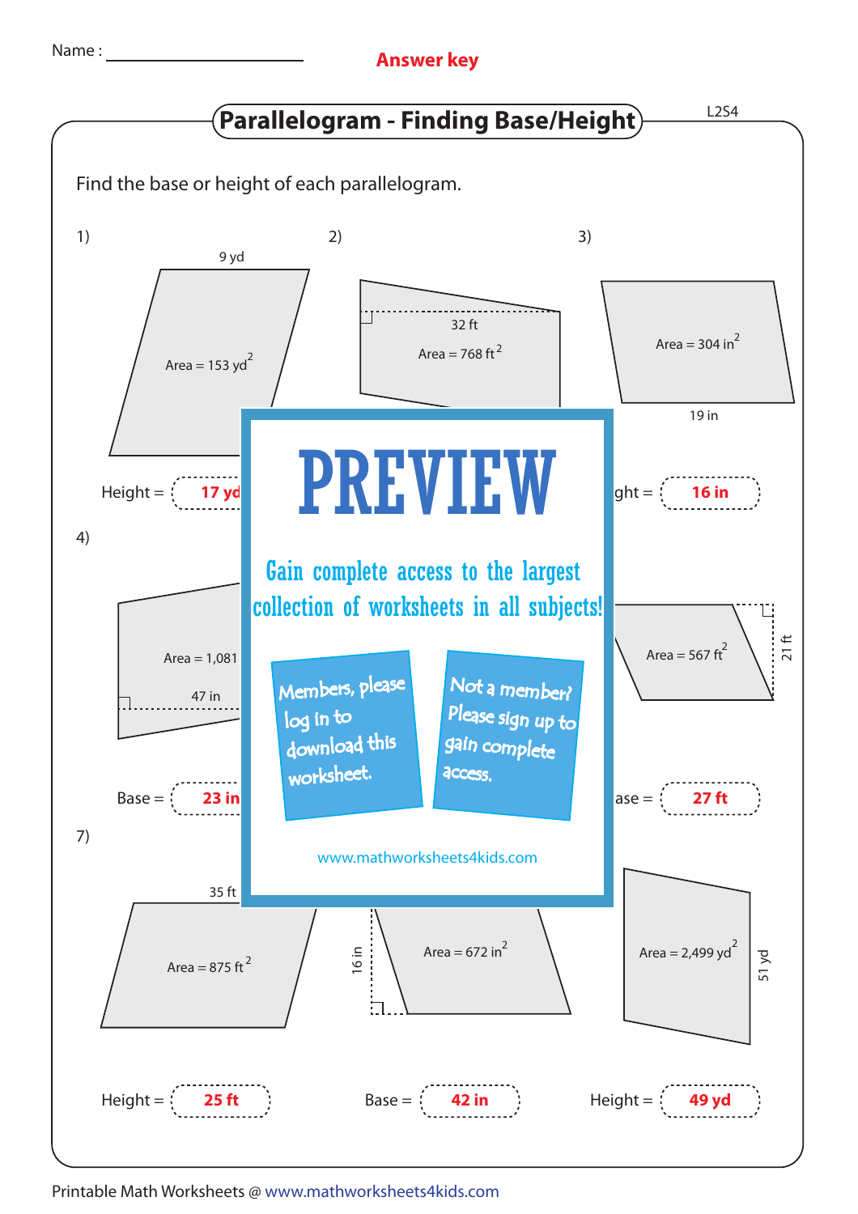Name : ____________________

**Answer key**

# Parallelogram - Finding Base/Height

L2S4

Find the base or height of each parallelogram.

1)

9 yd

Area = 153 yd$^2$

Height = **17 yd**

2)

32 ft

Area = 768 ft$^2$

3)

Area = 304 in$^2$

19 in

ght = **16 in**

4)

Area = 1,081

47 in

Base = **23 in**

Area = 567 ft$^2$

21 ft

ase = **27 ft**

PREVIEW

Gain complete access to the largest collection of worksheets in all subjects!

Members, please log in to download this worksheet.

Not a member? Please sign up to gain complete access.

www.mathworksheets4kids.com

7)

35 ft

Area = 875 ft$^2$

Height = **25 ft**

16 in

Area = 672 in$^2$

Base = **42 in**

Area = 2,499 yd$^2$

51 yd

Height = **49 yd**

Printable Math Worksheets @ www.mathworksheets4kids.com